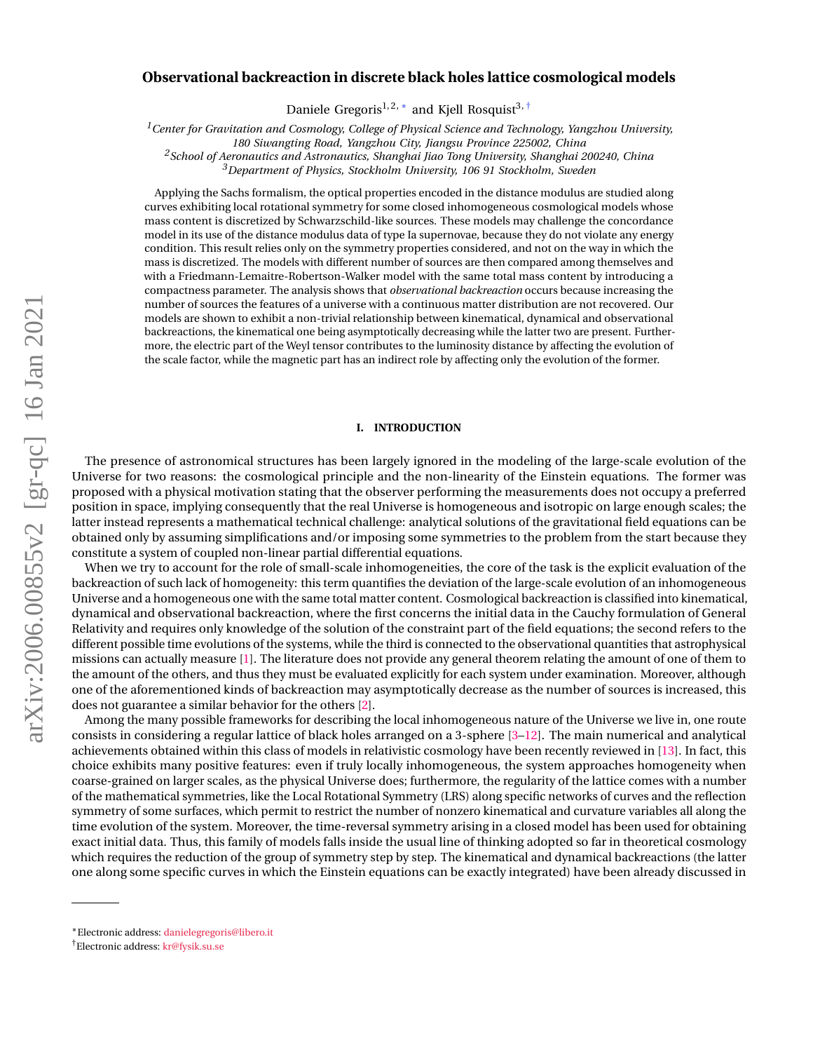# Observational backreaction in discrete black holes lattice cosmological models

Daniele Gregoris[1,2,*] and Kjell Rosquist[3,†]

[1] *Center for Gravitation and Cosmology, College of Physical Science and Technology, Yangzhou University, 180 Siwangting Road, Yangzhou City, Jiangsu Province 225002, China*
[2] *School of Aeronautics and Astronautics, Shanghai Jiao Tong University, Shanghai 200240, China*
[3] *Department of Physics, Stockholm University, 106 91 Stockholm, Sweden*

Applying the Sachs formalism, the optical properties encoded in the distance modulus are studied along curves exhibiting local rotational symmetry for some closed inhomogeneous cosmological models whose mass content is discretized by Schwarzschild-like sources. These models may challenge the concordance model in its use of the distance modulus data of type Ia supernovae, because they do not violate any energy condition. This result relies only on the symmetry properties considered, and not on the way in which the mass is discretized. The models with different number of sources are then compared among themselves and with a Friedmann-Lemaitre-Robertson-Walker model with the same total mass content by introducing a compactness parameter. The analysis shows that *observational backreaction* occurs because increasing the number of sources the features of a universe with a continuous matter distribution are not recovered. Our models are shown to exhibit a non-trivial relationship between kinematical, dynamical and observational backreactions, the kinematical one being asymptotically decreasing while the latter two are present. Furthermore, the electric part of the Weyl tensor contributes to the luminosity distance by affecting the evolution of the scale factor, while the magnetic part has an indirect role by affecting only the evolution of the former.

## I. INTRODUCTION

The presence of astronomical structures has been largely ignored in the modeling of the large-scale evolution of the Universe for two reasons: the cosmological principle and the non-linearity of the Einstein equations. The former was proposed with a physical motivation stating that the observer performing the measurements does not occupy a preferred position in space, implying consequently that the real Universe is homogeneous and isotropic on large enough scales; the latter instead represents a mathematical technical challenge: analytical solutions of the gravitational field equations can be obtained only by assuming simplifications and/or imposing some symmetries to the problem from the start because they constitute a system of coupled non-linear partial differential equations.

When we try to account for the role of small-scale inhomogeneities, the core of the task is the explicit evaluation of the backreaction of such lack of homogeneity: this term quantifies the deviation of the large-scale evolution of an inhomogeneous Universe and a homogeneous one with the same total matter content. Cosmological backreaction is classified into kinematical, dynamical and observational backreaction, where the first concerns the initial data in the Cauchy formulation of General Relativity and requires only knowledge of the solution of the constraint part of the field equations; the second refers to the different possible time evolutions of the systems, while the third is connected to the observational quantities that astrophysical missions can actually measure [1]. The literature does not provide any general theorem relating the amount of one of them to the amount of the others, and thus they must be evaluated explicitly for each system under examination. Moreover, although one of the aforementioned kinds of backreaction may asymptotically decrease as the number of sources is increased, this does not guarantee a similar behavior for the others [2].

Among the many possible frameworks for describing the local inhomogeneous nature of the Universe we live in, one route consists in considering a regular lattice of black holes arranged on a 3-sphere [3–12]. The main numerical and analytical achievements obtained within this class of models in relativistic cosmology have been recently reviewed in [13]. In fact, this choice exhibits many positive features: even if truly locally inhomogeneous, the system approaches homogeneity when coarse-grained on larger scales, as the physical Universe does; furthermore, the regularity of the lattice comes with a number of the mathematical symmetries, like the Local Rotational Symmetry (LRS) along specific networks of curves and the reflection symmetry of some surfaces, which permit to restrict the number of nonzero kinematical and curvature variables all along the time evolution of the system. Moreover, the time-reversal symmetry arising in a closed model has been used for obtaining exact initial data. Thus, this family of models falls inside the usual line of thinking adopted so far in theoretical cosmology which requires the reduction of the group of symmetry step by step. The kinematical and dynamical backreactions (the latter one along some specific curves in which the Einstein equations can be exactly integrated) have been already discussed in

---

*Electronic address: danielegregoris@libero.it
†Electronic address: kr@fysik.su.se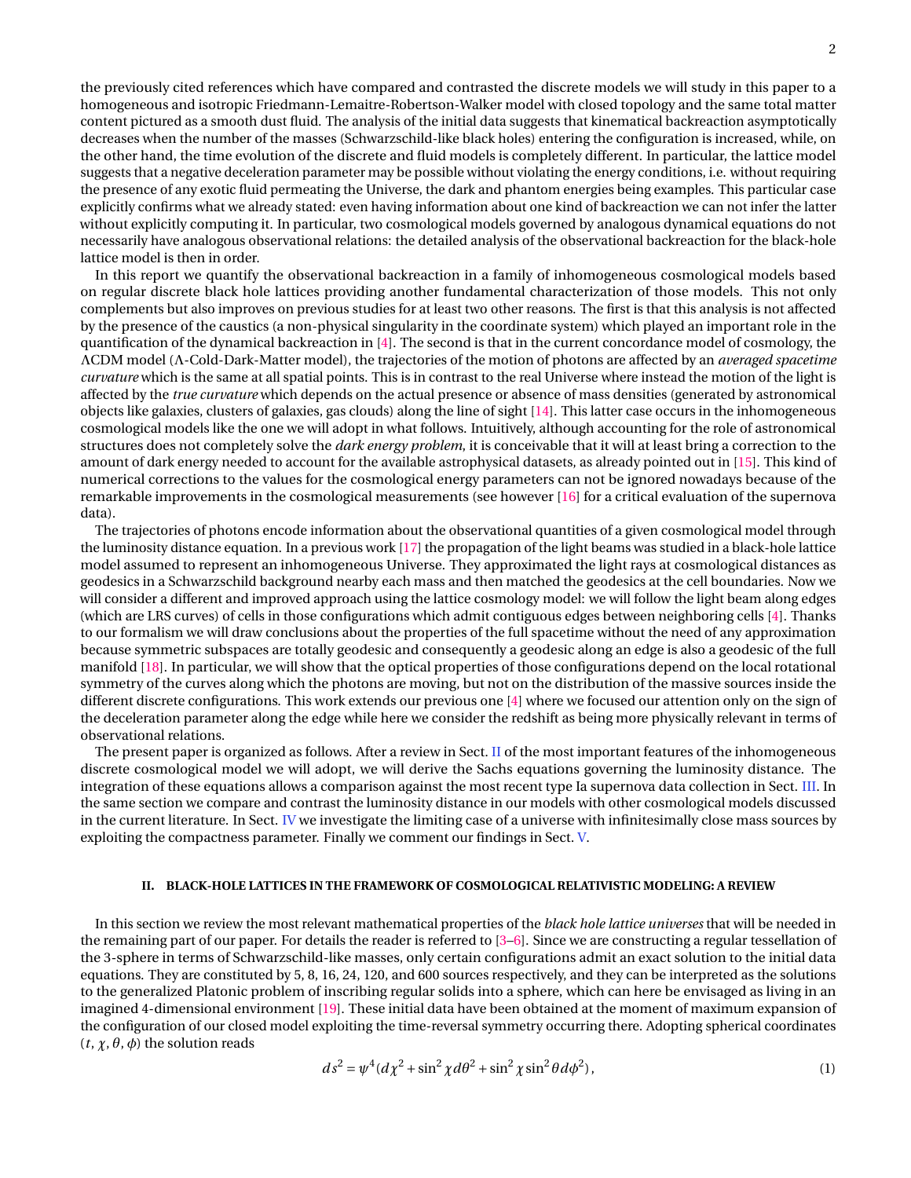the previously cited references which have compared and contrasted the discrete models we will study in this paper to a homogeneous and isotropic Friedmann-Lemaitre-Robertson-Walker model with closed topology and the same total matter content pictured as a smooth dust fluid. The analysis of the initial data suggests that kinematical backreaction asymptotically decreases when the number of the masses (Schwarzschild-like black holes) entering the configuration is increased, while, on the other hand, the time evolution of the discrete and fluid models is completely different. In particular, the lattice model suggests that a negative deceleration parameter may be possible without violating the energy conditions, i.e. without requiring the presence of any exotic fluid permeating the Universe, the dark and phantom energies being examples. This particular case explicitly confirms what we already stated: even having information about one kind of backreaction we can not infer the latter without explicitly computing it. In particular, two cosmological models governed by analogous dynamical equations do not necessarily have analogous observational relations: the detailed analysis of the observational backreaction for the black-hole lattice model is then in order.

In this report we quantify the observational backreaction in a family of inhomogeneous cosmological models based on regular discrete black hole lattices providing another fundamental characterization of those models. This not only complements but also improves on previous studies for at least two other reasons. The first is that this analysis is not affected by the presence of the caustics (a non-physical singularity in the coordinate system) which played an important role in the quantification of the dynamical backreaction in [4]. The second is that in the current concordance model of cosmology, the ΛCDM model (Λ-Cold-Dark-Matter model), the trajectories of the motion of photons are affected by an *averaged spacetime curvature* which is the same at all spatial points. This is in contrast to the real Universe where instead the motion of the light is affected by the *true curvature* which depends on the actual presence or absence of mass densities (generated by astronomical objects like galaxies, clusters of galaxies, gas clouds) along the line of sight [14]. This latter case occurs in the inhomogeneous cosmological models like the one we will adopt in what follows. Intuitively, although accounting for the role of astronomical structures does not completely solve the *dark energy problem*, it is conceivable that it will at least bring a correction to the amount of dark energy needed to account for the available astrophysical datasets, as already pointed out in [15]. This kind of numerical corrections to the values for the cosmological energy parameters can not be ignored nowadays because of the remarkable improvements in the cosmological measurements (see however [16] for a critical evaluation of the supernova data).

The trajectories of photons encode information about the observational quantities of a given cosmological model through the luminosity distance equation. In a previous work [17] the propagation of the light beams was studied in a black-hole lattice model assumed to represent an inhomogeneous Universe. They approximated the light rays at cosmological distances as geodesics in a Schwarzschild background nearby each mass and then matched the geodesics at the cell boundaries. Now we will consider a different and improved approach using the lattice cosmology model: we will follow the light beam along edges (which are LRS curves) of cells in those configurations which admit contiguous edges between neighboring cells [4]. Thanks to our formalism we will draw conclusions about the properties of the full spacetime without the need of any approximation because symmetric subspaces are totally geodesic and consequently a geodesic along an edge is also a geodesic of the full manifold [18]. In particular, we will show that the optical properties of those configurations depend on the local rotational symmetry of the curves along which the photons are moving, but not on the distribution of the massive sources inside the different discrete configurations. This work extends our previous one [4] where we focused our attention only on the sign of the deceleration parameter along the edge while here we consider the redshift as being more physically relevant in terms of observational relations.

The present paper is organized as follows. After a review in Sect. II of the most important features of the inhomogeneous discrete cosmological model we will adopt, we will derive the Sachs equations governing the luminosity distance. The integration of these equations allows a comparison against the most recent type Ia supernova data collection in Sect. III. In the same section we compare and contrast the luminosity distance in our models with other cosmological models discussed in the current literature. In Sect. IV we investigate the limiting case of a universe with infinitesimally close mass sources by exploiting the compactness parameter. Finally we comment our findings in Sect. V.

## II. BLACK-HOLE LATTICES IN THE FRAMEWORK OF COSMOLOGICAL RELATIVISTIC MODELING: A REVIEW

In this section we review the most relevant mathematical properties of the *black hole lattice universes* that will be needed in the remaining part of our paper. For details the reader is referred to [3–6]. Since we are constructing a regular tessellation of the 3-sphere in terms of Schwarzschild-like masses, only certain configurations admit an exact solution to the initial data equations. They are constituted by 5, 8, 16, 24, 120, and 600 sources respectively, and they can be interpreted as the solutions to the generalized Platonic problem of inscribing regular solids into a sphere, which can here be envisaged as living in an imagined 4-dimensional environment [19]. These initial data have been obtained at the moment of maximum expansion of the configuration of our closed model exploiting the time-reversal symmetry occurring there. Adopting spherical coordinates $(t, \chi, \theta, \phi)$ the solution reads

$$ds^2 = \psi^4 (d\chi^2 + \sin^2\chi d\theta^2 + \sin^2\chi \sin^2\theta d\phi^2), \tag{1}$$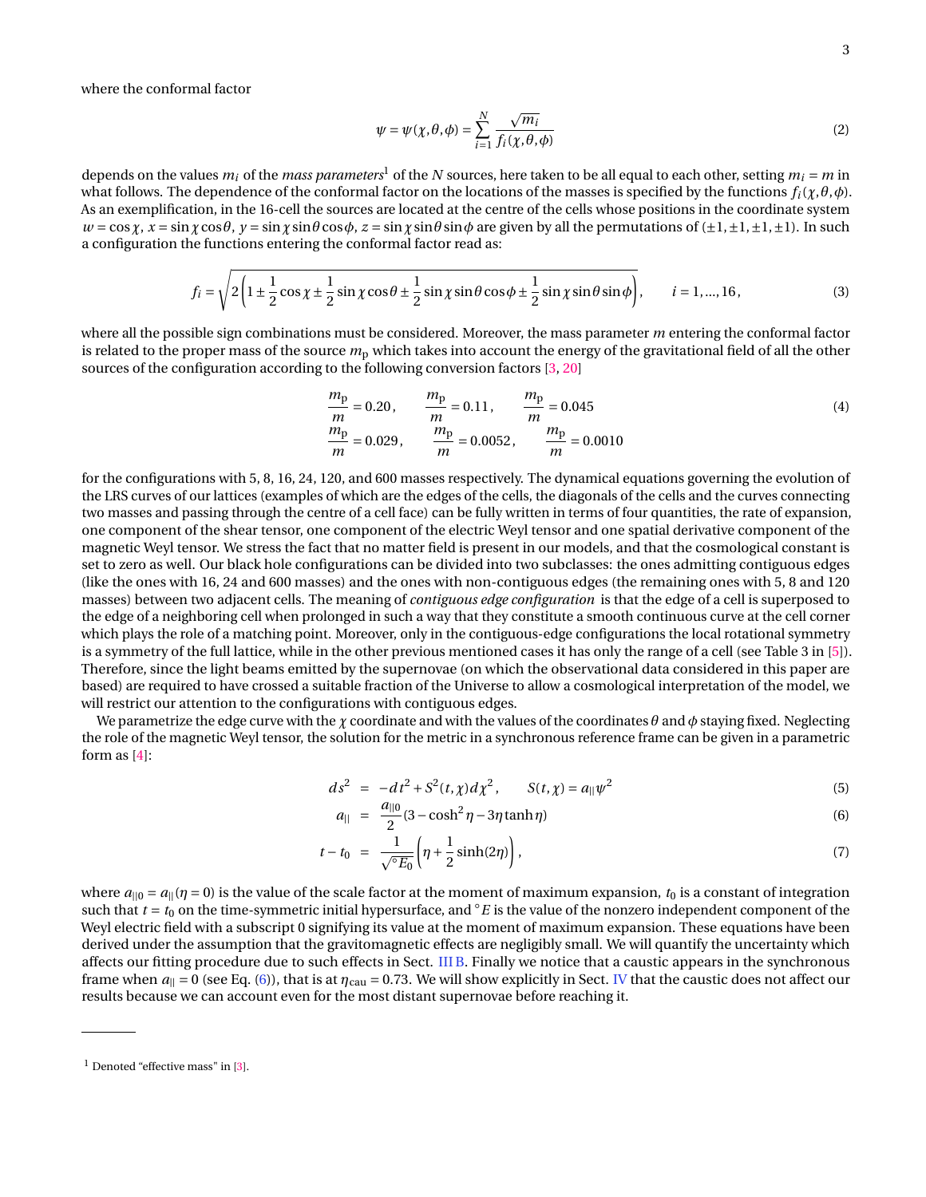where the conformal factor

$$\psi = \psi(\chi,\theta,\phi) = \sum_{i=1}^{N} \frac{\sqrt{m_i}}{f_i(\chi,\theta,\phi)} \tag{2}$$

depends on the values $m_i$ of the *mass parameters*[1] of the $N$ sources, here taken to be all equal to each other, setting $m_i = m$ in what follows. The dependence of the conformal factor on the locations of the masses is specified by the functions $f_i(\chi,\theta,\phi)$. As an exemplification, in the 16-cell the sources are located at the centre of the cells whose positions in the coordinate system $w = \cos\chi$, $x = \sin\chi\cos\theta$, $y = \sin\chi\sin\theta\cos\phi$, $z = \sin\chi\sin\theta\sin\phi$ are given by all the permutations of $(\pm1,\pm1,\pm1,\pm1)$. In such a configuration the functions entering the conformal factor read as:

$$f_i = \sqrt{2\left(1 \pm \frac{1}{2}\cos\chi \pm \frac{1}{2}\sin\chi\cos\theta \pm \frac{1}{2}\sin\chi\sin\theta\cos\phi \pm \frac{1}{2}\sin\chi\sin\theta\sin\phi\right)}, \qquad i = 1,\ldots,16, \tag{3}$$

where all the possible sign combinations must be considered. Moreover, the mass parameter $m$ entering the conformal factor is related to the proper mass of the source $m_{\rm p}$ which takes into account the energy of the gravitational field of all the other sources of the configuration according to the following conversion factors [3, 20]

$$\begin{aligned} &\frac{m_{\rm p}}{m} = 0.20, \qquad \frac{m_{\rm p}}{m} = 0.11, \qquad \frac{m_{\rm p}}{m} = 0.045 \\ &\frac{m_{\rm p}}{m} = 0.029, \qquad \frac{m_{\rm p}}{m} = 0.0052, \qquad \frac{m_{\rm p}}{m} = 0.0010 \end{aligned} \tag{4}$$

for the configurations with 5, 8, 16, 24, 120, and 600 masses respectively. The dynamical equations governing the evolution of the LRS curves of our lattices (examples of which are the edges of the cells, the diagonals of the cells and the curves connecting two masses and passing through the centre of a cell face) can be fully written in terms of four quantities, the rate of expansion, one component of the shear tensor, one component of the electric Weyl tensor and one spatial derivative component of the magnetic Weyl tensor. We stress the fact that no matter field is present in our models, and that the cosmological constant is set to zero as well. Our black hole configurations can be divided into two subclasses: the ones admitting contiguous edges (like the ones with 16, 24 and 600 masses) and the ones with non-contiguous edges (the remaining ones with 5, 8 and 120 masses) between two adjacent cells. The meaning of *contiguous edge configuration* is that the edge of a cell is superposed to the edge of a neighboring cell when prolonged in such a way that they constitute a smooth continuous curve at the cell corner which plays the role of a matching point. Moreover, only in the contiguous-edge configurations the local rotational symmetry is a symmetry of the full lattice, while in the other previous mentioned cases it has only the range of a cell (see Table 3 in [5]). Therefore, since the light beams emitted by the supernovae (on which the observational data considered in this paper are based) are required to have crossed a suitable fraction of the Universe to allow a cosmological interpretation of the model, we will restrict our attention to the configurations with contiguous edges.

We parametrize the edge curve with the $\chi$ coordinate and with the values of the coordinates $\theta$ and $\phi$ staying fixed. Neglecting the role of the magnetic Weyl tensor, the solution for the metric in a synchronous reference frame can be given in a parametric form as [4]:

$$ds^2 = -dt^2 + S^2(t,\chi)d\chi^2, \qquad S(t,\chi) = a_{||}\psi^2 \tag{5}$$

$$a_{||} = \frac{a_{||0}}{2}(3 - \cosh^2\eta - 3\eta\tanh\eta) \tag{6}$$

$$t - t_0 = \frac{1}{\sqrt{{}^{\circ}E_0}}\left(\eta + \frac{1}{2}\sinh(2\eta)\right), \tag{7}$$

where $a_{||0} = a_{||}(\eta = 0)$ is the value of the scale factor at the moment of maximum expansion, $t_0$ is a constant of integration such that $t = t_0$ on the time-symmetric initial hypersurface, and ${}^{\circ}E$ is the value of the nonzero independent component of the Weyl electric field with a subscript 0 signifying its value at the moment of maximum expansion. These equations have been derived under the assumption that the gravitomagnetic effects are negligibly small. We will quantify the uncertainty which affects our fitting procedure due to such effects in Sect. III B. Finally we notice that a caustic appears in the synchronous frame when $a_{||} = 0$ (see Eq. (6)), that is at $\eta_{\rm cau} = 0.73$. We will show explicitly in Sect. IV that the caustic does not affect our results because we can account even for the most distant supernovae before reaching it.

---

[1] Denoted "effective mass" in [3].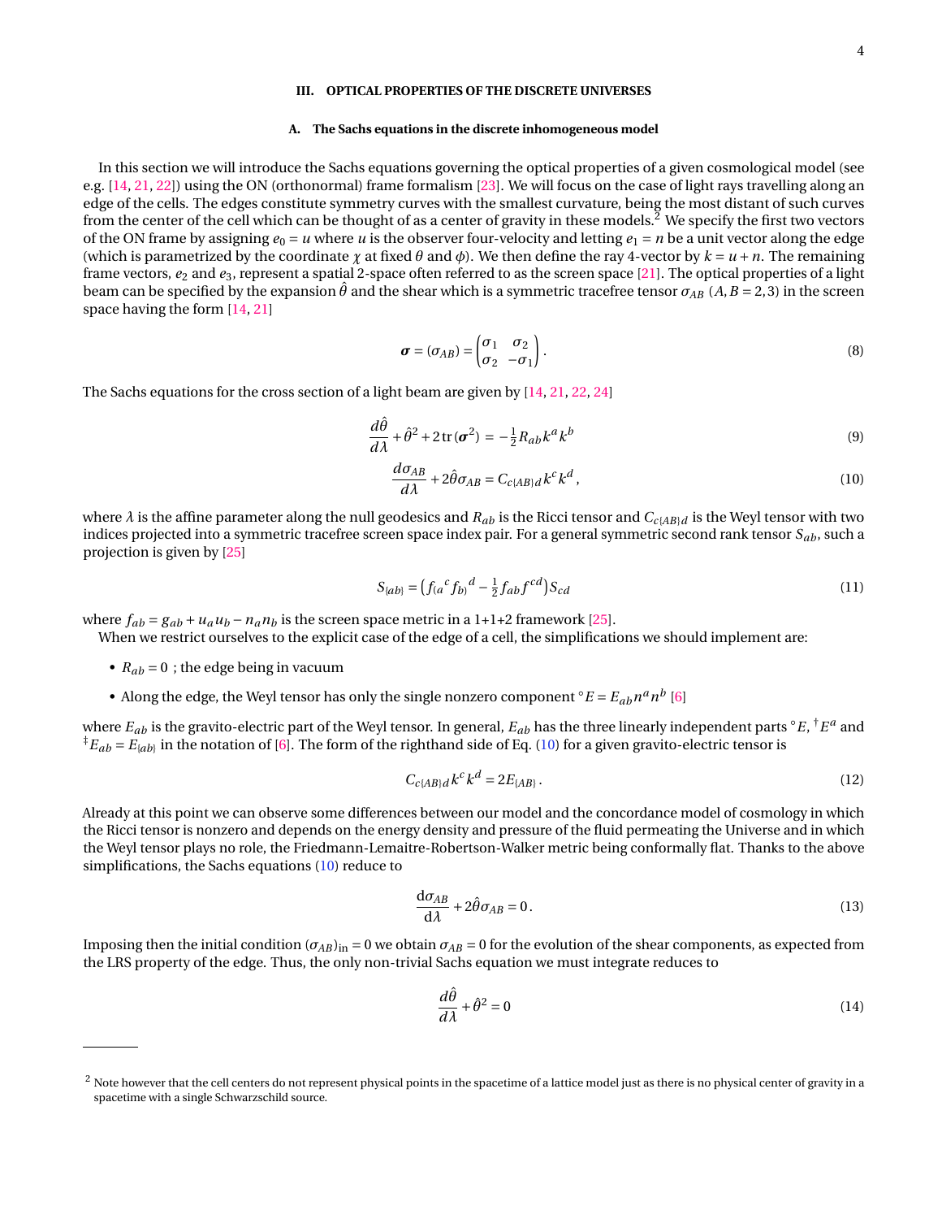## III. OPTICAL PROPERTIES OF THE DISCRETE UNIVERSES

### A. The Sachs equations in the discrete inhomogeneous model

In this section we will introduce the Sachs equations governing the optical properties of a given cosmological model (see e.g. [14, 21, 22]) using the ON (orthonormal) frame formalism [23]. We will focus on the case of light rays travelling along an edge of the cells. The edges constitute symmetry curves with the smallest curvature, being the most distant of such curves from the center of the cell which can be thought of as a center of gravity in these models.[2] We specify the first two vectors of the ON frame by assigning $e_0 = u$ where $u$ is the observer four-velocity and letting $e_1 = n$ be a unit vector along the edge (which is parametrized by the coordinate $\chi$ at fixed $\theta$ and $\phi$). We then define the ray 4-vector by $k = u + n$. The remaining frame vectors, $e_2$ and $e_3$, represent a spatial 2-space often referred to as the screen space [21]. The optical properties of a light beam can be specified by the expansion $\hat{\theta}$ and the shear which is a symmetric tracefree tensor $\sigma_{AB}$ $(A, B = 2, 3)$ in the screen space having the form [14, 21]

$$\boldsymbol{\sigma} = (\sigma_{AB}) = \begin{pmatrix} \sigma_1 & \sigma_2 \\ \sigma_2 & -\sigma_1 \end{pmatrix}. \tag{8}$$

The Sachs equations for the cross section of a light beam are given by [14, 21, 22, 24]

$$\frac{d\hat{\theta}}{d\lambda} + \hat{\theta}^2 + 2\,\mathrm{tr}\,(\boldsymbol{\sigma}^2) = -\tfrac{1}{2} R_{ab} k^a k^b \tag{9}$$

$$\frac{d\sigma_{AB}}{d\lambda} + 2\hat{\theta}\sigma_{AB} = C_{c\{AB\}d} k^c k^d\,, \tag{10}$$

where $\lambda$ is the affine parameter along the null geodesics and $R_{ab}$ is the Ricci tensor and $C_{c\{AB\}d}$ is the Weyl tensor with two indices projected into a symmetric tracefree screen space index pair. For a general symmetric second rank tensor $S_{ab}$, such a projection is given by [25]

$$S_{\{ab\}} = \left( f_{(a}{}^{c} f_{b)}{}^{d} - \tfrac{1}{2} f_{ab} f^{cd} \right) S_{cd} \tag{11}$$

where $f_{ab} = g_{ab} + u_a u_b - n_a n_b$ is the screen space metric in a 1+1+2 framework [25].

When we restrict ourselves to the explicit case of the edge of a cell, the simplifications we should implement are:

- $R_{ab} = 0$ ; the edge being in vacuum
- Along the edge, the Weyl tensor has only the single nonzero component ${}^{\circ}E = E_{ab} n^a n^b$ [6]

where $E_{ab}$ is the gravito-electric part of the Weyl tensor. In general, $E_{ab}$ has the three linearly independent parts ${}^{\circ}E$, ${}^{\dagger}E^a$ and ${}^{\ddagger}E_{ab} = E_{\{ab\}}$ in the notation of [6]. The form of the righthand side of Eq. (10) for a given gravito-electric tensor is

$$C_{c\{AB\}d} k^c k^d = 2E_{\{AB\}}\,. \tag{12}$$

Already at this point we can observe some differences between our model and the concordance model of cosmology in which the Ricci tensor is nonzero and depends on the energy density and pressure of the fluid permeating the Universe and in which the Weyl tensor plays no role, the Friedmann-Lemaitre-Robertson-Walker metric being conformally flat. Thanks to the above simplifications, the Sachs equations (10) reduce to

$$\frac{\mathrm{d}\sigma_{AB}}{\mathrm{d}\lambda} + 2\hat{\theta}\sigma_{AB} = 0\,. \tag{13}$$

Imposing then the initial condition $(\sigma_{AB})_{\mathrm{in}} = 0$ we obtain $\sigma_{AB} = 0$ for the evolution of the shear components, as expected from the LRS property of the edge. Thus, the only non-trivial Sachs equation we must integrate reduces to

$$\frac{d\hat{\theta}}{d\lambda} + \hat{\theta}^2 = 0 \tag{14}$$

---

[2] Note however that the cell centers do not represent physical points in the spacetime of a lattice model just as there is no physical center of gravity in a spacetime with a single Schwarzschild source.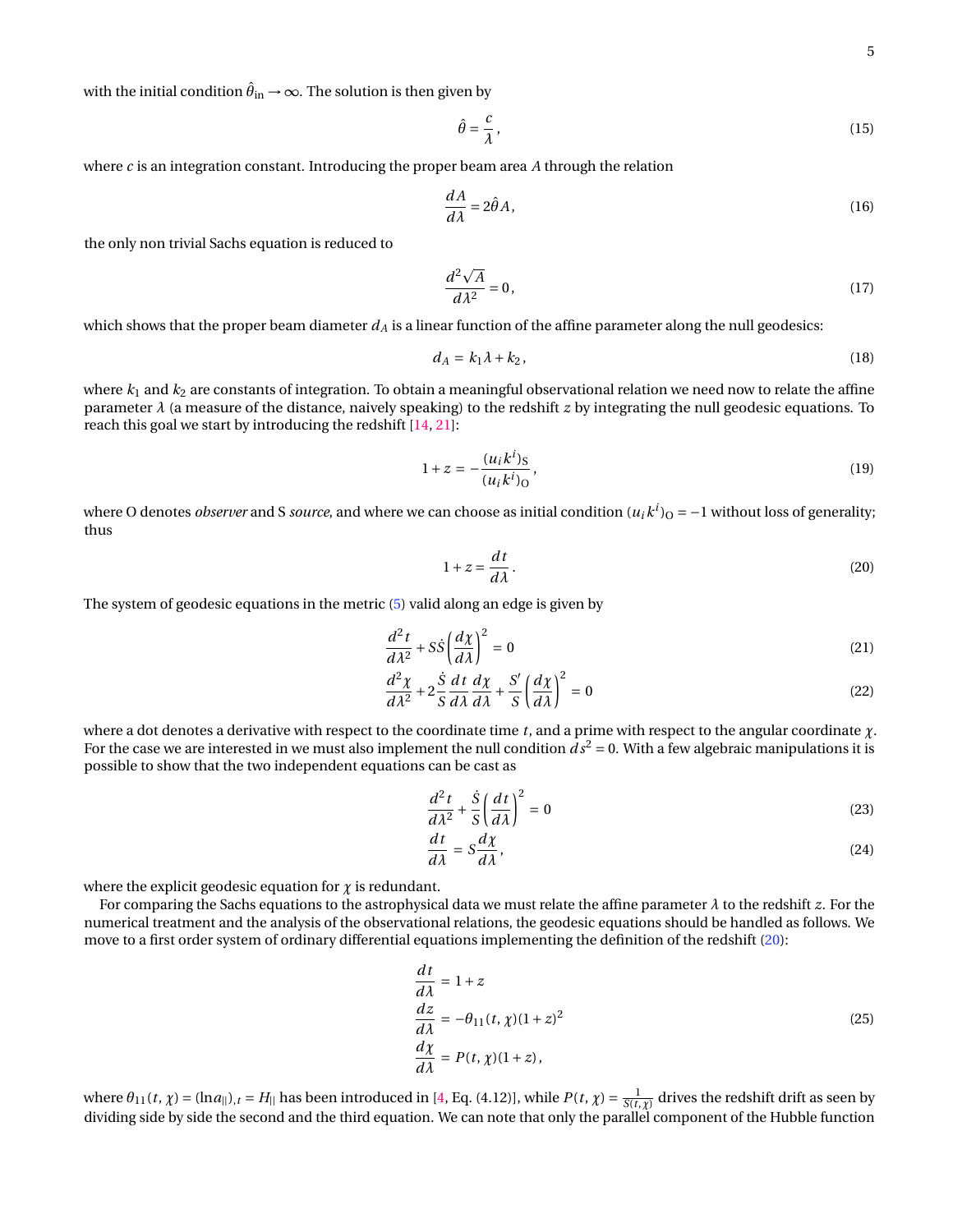with the initial condition $\hat{\theta}_{\text{in}} \to \infty$. The solution is then given by

$$\hat{\theta} = \frac{c}{\lambda}\,, \tag{15}$$

where $c$ is an integration constant. Introducing the proper beam area $A$ through the relation

$$\frac{dA}{d\lambda} = 2\hat{\theta}A\,, \tag{16}$$

the only non trivial Sachs equation is reduced to

$$\frac{d^2\sqrt{A}}{d\lambda^2} = 0\,, \tag{17}$$

which shows that the proper beam diameter $d_A$ is a linear function of the affine parameter along the null geodesics:

$$d_A = k_1\lambda + k_2\,, \tag{18}$$

where $k_1$ and $k_2$ are constants of integration. To obtain a meaningful observational relation we need now to relate the affine parameter $\lambda$ (a measure of the distance, naively speaking) to the redshift $z$ by integrating the null geodesic equations. To reach this goal we start by introducing the redshift [14, 21]:

$$1+z = -\frac{(u_i k^i)_{\text{S}}}{(u_i k^i)_{\text{O}}}\,, \tag{19}$$

where O denotes *observer* and S *source*, and where we can choose as initial condition $(u_i k^i)_{\text{O}} = -1$ without loss of generality; thus

$$1+z = \frac{dt}{d\lambda}\,. \tag{20}$$

The system of geodesic equations in the metric (5) valid along an edge is given by

$$\frac{d^2t}{d\lambda^2} + S\dot{S}\left(\frac{d\chi}{d\lambda}\right)^2 = 0 \tag{21}$$

$$\frac{d^2\chi}{d\lambda^2} + 2\frac{\dot{S}}{S}\frac{dt}{d\lambda}\frac{d\chi}{d\lambda} + \frac{S'}{S}\left(\frac{d\chi}{d\lambda}\right)^2 = 0 \tag{22}$$

where a dot denotes a derivative with respect to the coordinate time $t$, and a prime with respect to the angular coordinate $\chi$. For the case we are interested in we must also implement the null condition $ds^2 = 0$. With a few algebraic manipulations it is possible to show that the two independent equations can be cast as

$$\frac{d^2t}{d\lambda^2} + \frac{\dot{S}}{S}\left(\frac{dt}{d\lambda}\right)^2 = 0 \tag{23}$$

$$\frac{dt}{d\lambda} = S\frac{d\chi}{d\lambda}\,, \tag{24}$$

where the explicit geodesic equation for $\chi$ is redundant.

For comparing the Sachs equations to the astrophysical data we must relate the affine parameter $\lambda$ to the redshift $z$. For the numerical treatment and the analysis of the observational relations, the geodesic equations should be handled as follows. We move to a first order system of ordinary differential equations implementing the definition of the redshift (20):

$$\begin{aligned}
\frac{dt}{d\lambda} &= 1+z \\
\frac{dz}{d\lambda} &= -\theta_{11}(t,\chi)(1+z)^2 \\
\frac{d\chi}{d\lambda} &= P(t,\chi)(1+z)\,,
\end{aligned} \tag{25}$$

where $\theta_{11}(t,\chi) = (\ln a_{||})_{,t} = H_{||}$ has been introduced in [4, Eq. (4.12)], while $P(t,\chi) = \frac{1}{S(t,\chi)}$ drives the redshift drift as seen by dividing side by side the second and the third equation. We can note that only the parallel component of the Hubble function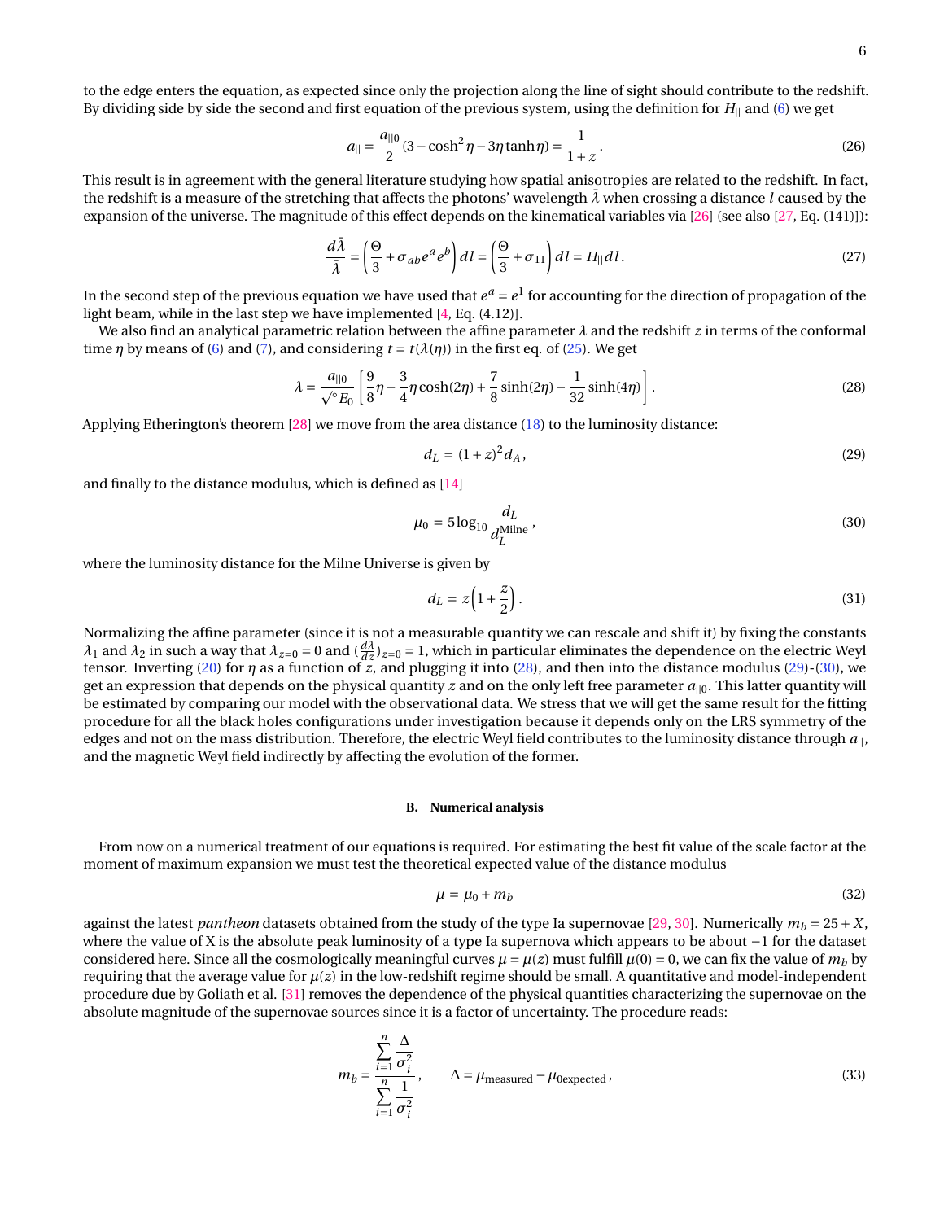to the edge enters the equation, as expected since only the projection along the line of sight should contribute to the redshift. By dividing side by side the second and first equation of the previous system, using the definition for $H_{||}$ and (6) we get

$$a_{||} = \frac{a_{||0}}{2}(3 - \cosh^2\eta - 3\eta\tanh\eta) = \frac{1}{1+z}\,. \tag{26}$$

This result is in agreement with the general literature studying how spatial anisotropies are related to the redshift. In fact, the redshift is a measure of the stretching that affects the photons' wavelength $\bar{\lambda}$ when crossing a distance $l$ caused by the expansion of the universe. The magnitude of this effect depends on the kinematical variables via [26] (see also [27, Eq. (141)]):

$$\frac{d\bar{\lambda}}{\bar{\lambda}} = \left(\frac{\Theta}{3} + \sigma_{ab}e^a e^b\right)dl = \left(\frac{\Theta}{3} + \sigma_{11}\right)dl = H_{||}dl\,. \tag{27}$$

In the second step of the previous equation we have used that $e^a = e^1$ for accounting for the direction of propagation of the light beam, while in the last step we have implemented [4, Eq. (4.12)].

We also find an analytical parametric relation between the affine parameter $\lambda$ and the redshift $z$ in terms of the conformal time $\eta$ by means of (6) and (7), and considering $t = t(\lambda(\eta))$ in the first eq. of (25). We get

$$\lambda = \frac{a_{||0}}{\sqrt{{}^\circ E_0}}\left[\frac{9}{8}\eta - \frac{3}{4}\eta\cosh(2\eta) + \frac{7}{8}\sinh(2\eta) - \frac{1}{32}\sinh(4\eta)\right]. \tag{28}$$

Applying Etherington's theorem [28] we move from the area distance (18) to the luminosity distance:

$$d_L = (1+z)^2 d_A\,, \tag{29}$$

and finally to the distance modulus, which is defined as [14]

$$\mu_0 = 5\log_{10}\frac{d_L}{d_L^{\text{Milne}}}\,, \tag{30}$$

where the luminosity distance for the Milne Universe is given by

$$d_L = z\left(1 + \frac{z}{2}\right). \tag{31}$$

Normalizing the affine parameter (since it is not a measurable quantity we can rescale and shift it) by fixing the constants $\lambda_1$ and $\lambda_2$ in such a way that $\lambda_{z=0} = 0$ and $(\frac{d\lambda}{dz})_{z=0} = 1$, which in particular eliminates the dependence on the electric Weyl tensor. Inverting (20) for $\eta$ as a function of $z$, and plugging it into (28), and then into the distance modulus (29)-(30), we get an expression that depends on the physical quantity $z$ and on the only left free parameter $a_{||0}$. This latter quantity will be estimated by comparing our model with the observational data. We stress that we will get the same result for the fitting procedure for all the black holes configurations under investigation because it depends only on the LRS symmetry of the edges and not on the mass distribution. Therefore, the electric Weyl field contributes to the luminosity distance through $a_{||}$, and the magnetic Weyl field indirectly by affecting the evolution of the former.

### B. Numerical analysis

From now on a numerical treatment of our equations is required. For estimating the best fit value of the scale factor at the moment of maximum expansion we must test the theoretical expected value of the distance modulus

$$\mu = \mu_0 + m_b \tag{32}$$

against the latest *pantheon* datasets obtained from the study of the type Ia supernovae [29, 30]. Numerically $m_b = 25 + X$, where the value of X is the absolute peak luminosity of a type Ia supernova which appears to be about $-1$ for the dataset considered here. Since all the cosmologically meaningful curves $\mu = \mu(z)$ must fulfill $\mu(0) = 0$, we can fix the value of $m_b$ by requiring that the average value for $\mu(z)$ in the low-redshift regime should be small. A quantitative and model-independent procedure due by Goliath et al. [31] removes the dependence of the physical quantities characterizing the supernovae on the absolute magnitude of the supernovae sources since it is a factor of uncertainty. The procedure reads:

$$m_b = \frac{\sum_{i=1}^{n}\frac{\Delta}{\sigma_i^2}}{\sum_{i=1}^{n}\frac{1}{\sigma_i^2}}\,, \qquad \Delta = \mu_{\text{measured}} - \mu_{0\text{expected}}\,, \tag{33}$$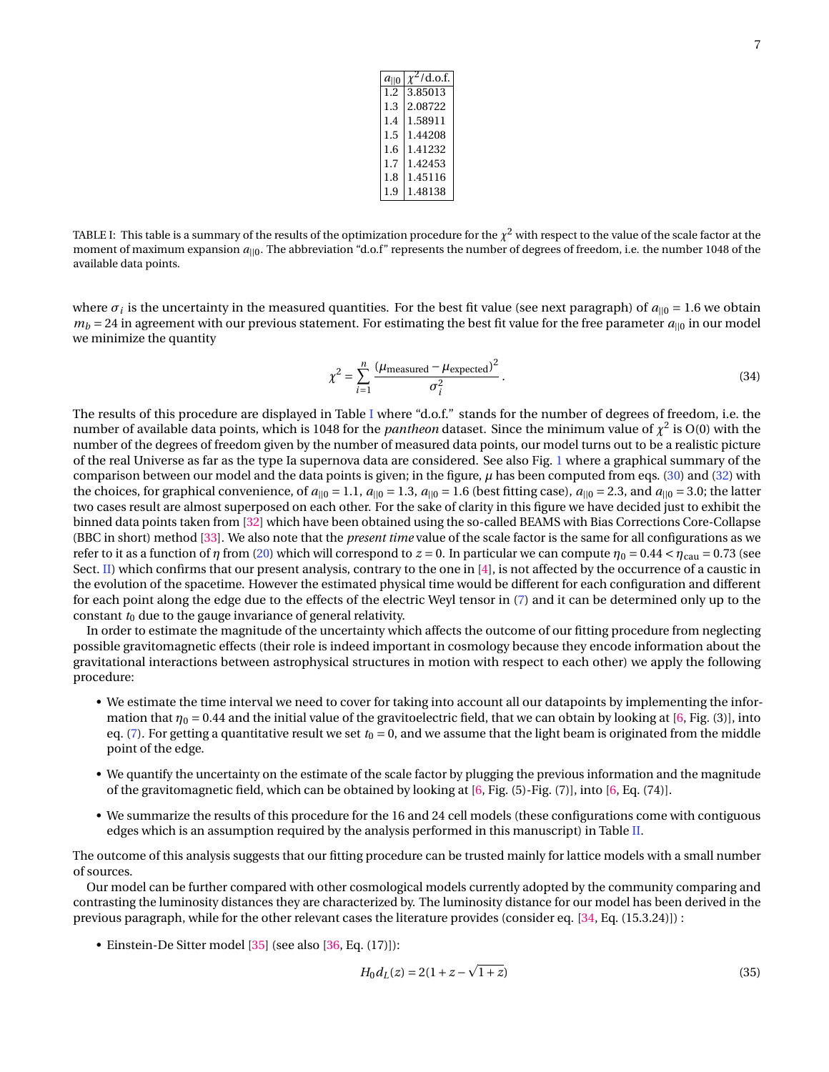| $a_{\|\|0}$ | $\chi^2$/d.o.f. |
|---|---|
| 1.2 | 3.85013 |
| 1.3 | 2.08722 |
| 1.4 | 1.58911 |
| 1.5 | 1.44208 |
| 1.6 | 1.41232 |
| 1.7 | 1.42453 |
| 1.8 | 1.45116 |
| 1.9 | 1.48138 |

TABLE I: This table is a summary of the results of the optimization procedure for the $\chi^2$ with respect to the value of the scale factor at the moment of maximum expansion $a_{||0}$. The abbreviation "d.o.f" represents the number of degrees of freedom, i.e. the number 1048 of the available data points.

where $\sigma_i$ is the uncertainty in the measured quantities. For the best fit value (see next paragraph) of $a_{||0} = 1.6$ we obtain $m_b = 24$ in agreement with our previous statement. For estimating the best fit value for the free parameter $a_{||0}$ in our model we minimize the quantity

$$\chi^2 = \sum_{i=1}^{n} \frac{(\mu_{\text{measured}} - \mu_{\text{expected}})^2}{\sigma_i^2} \,. \tag{34}$$

The results of this procedure are displayed in Table I where "d.o.f." stands for the number of degrees of freedom, i.e. the number of available data points, which is 1048 for the *pantheon* dataset. Since the minimum value of $\chi^2$ is O(0) with the number of the degrees of freedom given by the number of measured data points, our model turns out to be a realistic picture of the real Universe as far as the type Ia supernova data are considered. See also Fig. 1 where a graphical summary of the comparison between our model and the data points is given; in the figure, $\mu$ has been computed from eqs. (30) and (32) with the choices, for graphical convenience, of $a_{||0} = 1.1$, $a_{||0} = 1.3$, $a_{||0} = 1.6$ (best fitting case), $a_{||0} = 2.3$, and $a_{||0} = 3.0$; the latter two cases result are almost superposed on each other. For the sake of clarity in this figure we have decided just to exhibit the binned data points taken from [32] which have been obtained using the so-called BEAMS with Bias Corrections Core-Collapse (BBC in short) method [33]. We also note that the *present time* value of the scale factor is the same for all configurations as we refer to it as a function of $\eta$ from (20) which will correspond to $z = 0$. In particular we can compute $\eta_0 = 0.44 < \eta_{\text{cau}} = 0.73$ (see Sect. II) which confirms that our present analysis, contrary to the one in [4], is not affected by the occurrence of a caustic in the evolution of the spacetime. However the estimated physical time would be different for each configuration and different for each point along the edge due to the effects of the electric Weyl tensor in (7) and it can be determined only up to the constant $t_0$ due to the gauge invariance of general relativity.

In order to estimate the magnitude of the uncertainty which affects the outcome of our fitting procedure from neglecting possible gravitomagnetic effects (their role is indeed important in cosmology because they encode information about the gravitational interactions between astrophysical structures in motion with respect to each other) we apply the following procedure:

- We estimate the time interval we need to cover for taking into account all our datapoints by implementing the information that $\eta_0 = 0.44$ and the initial value of the gravitoelectric field, that we can obtain by looking at [6, Fig. (3)], into eq. (7). For getting a quantitative result we set $t_0 = 0$, and we assume that the light beam is originated from the middle point of the edge.
- We quantify the uncertainty on the estimate of the scale factor by plugging the previous information and the magnitude of the gravitomagnetic field, which can be obtained by looking at [6, Fig. (5)-Fig. (7)], into [6, Eq. (74)].
- We summarize the results of this procedure for the 16 and 24 cell models (these configurations come with contiguous edges which is an assumption required by the analysis performed in this manuscript) in Table II.

The outcome of this analysis suggests that our fitting procedure can be trusted mainly for lattice models with a small number of sources.

Our model can be further compared with other cosmological models currently adopted by the community comparing and contrasting the luminosity distances they are characterized by. The luminosity distance for our model has been derived in the previous paragraph, while for the other relevant cases the literature provides (consider eq. [34, Eq. (15.3.24)]) :

- Einstein-De Sitter model [35] (see also [36, Eq. (17)]):

$$H_0 d_L(z) = 2(1 + z - \sqrt{1+z}) \tag{35}$$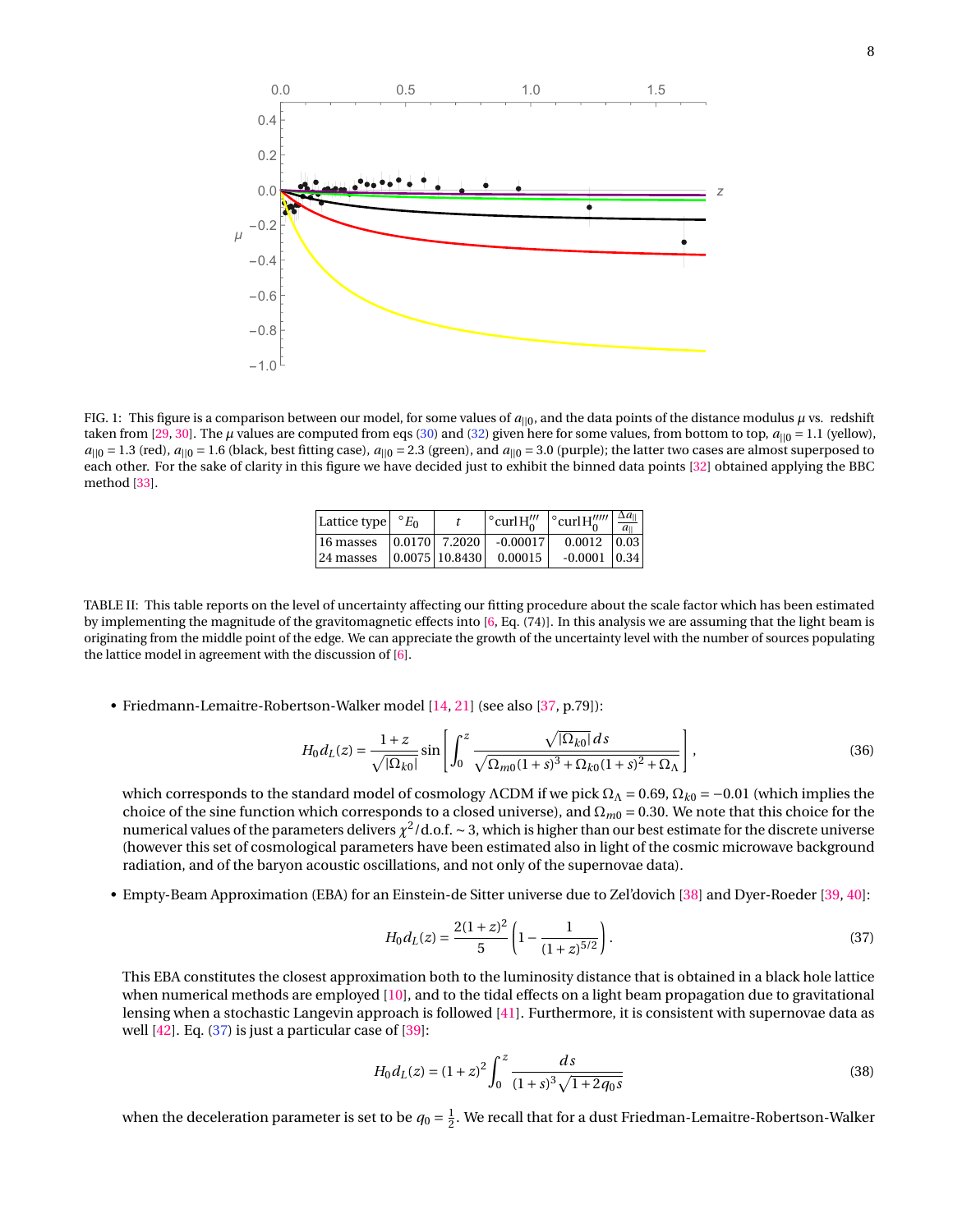FIG. 1: This figure is a comparison between our model, for some values of $a_{||0}$, and the data points of the distance modulus $\mu$ vs. redshift taken from [29, 30]. The $\mu$ values are computed from eqs (30) and (32) given here for some values, from bottom to top, $a_{||0} = 1.1$ (yellow), $a_{||0} = 1.3$ (red), $a_{||0} = 1.6$ (black, best fitting case), $a_{||0} = 2.3$ (green), and $a_{||0} = 3.0$ (purple); the latter two cases are almost superposed to each other. For the sake of clarity in this figure we have decided just to exhibit the binned data points [32] obtained applying the BBC method [33].

| Lattice type | $^{\circ}E_0$ | $t$ | $^{\circ}\mathrm{curl}\,\mathrm{H}_0'''$ | $^{\circ}\mathrm{curl}\,\mathrm{H}_0'''''$ | $\frac{\Delta a_{\parallel}}{a_{\parallel}}$ |
|---|---|---|---|---|---|
| 16 masses | 0.0170 | 7.2020 | -0.00017 | 0.0012 | 0.03 |
| 24 masses | 0.0075 | 10.8430 | 0.00015 | -0.0001 | 0.34 |

TABLE II: This table reports on the level of uncertainty affecting our fitting procedure about the scale factor which has been estimated by implementing the magnitude of the gravitomagnetic effects into [6, Eq. (74)]. In this analysis we are assuming that the light beam is originating from the middle point of the edge. We can appreciate the growth of the uncertainty level with the number of sources populating the lattice model in agreement with the discussion of [6].

- Friedmann-Lemaitre-Robertson-Walker model [14, 21] (see also [37, p.79]):

$$H_0 d_L(z) = \frac{1+z}{\sqrt{|\Omega_{k0}|}} \sin\left[\int_0^z \frac{\sqrt{|\Omega_{k0}|}\,ds}{\sqrt{\Omega_{m0}(1+s)^3 + \Omega_{k0}(1+s)^2 + \Omega_\Lambda}}\right], \tag{36}$$

which corresponds to the standard model of cosmology ΛCDM if we pick $\Omega_\Lambda = 0.69$, $\Omega_{k0} = -0.01$ (which implies the choice of the sine function which corresponds to a closed universe), and $\Omega_{m0} = 0.30$. We note that this choice for the numerical values of the parameters delivers $\chi^2/\text{d.o.f.} \sim 3$, which is higher than our best estimate for the discrete universe (however this set of cosmological parameters have been estimated also in light of the cosmic microwave background radiation, and of the baryon acoustic oscillations, and not only of the supernovae data).

- Empty-Beam Approximation (EBA) for an Einstein-de Sitter universe due to Zel'dovich [38] and Dyer-Roeder [39, 40]:

$$H_0 d_L(z) = \frac{2(1+z)^2}{5}\left(1 - \frac{1}{(1+z)^{5/2}}\right). \tag{37}$$

This EBA constitutes the closest approximation both to the luminosity distance that is obtained in a black hole lattice when numerical methods are employed [10], and to the tidal effects on a light beam propagation due to gravitational lensing when a stochastic Langevin approach is followed [41]. Furthermore, it is consistent with supernovae data as well [42]. Eq. (37) is just a particular case of [39]:

$$H_0 d_L(z) = (1+z)^2 \int_0^z \frac{ds}{(1+s)^3\sqrt{1+2q_0 s}} \tag{38}$$

when the deceleration parameter is set to be $q_0 = \frac{1}{2}$. We recall that for a dust Friedman-Lemaitre-Robertson-Walker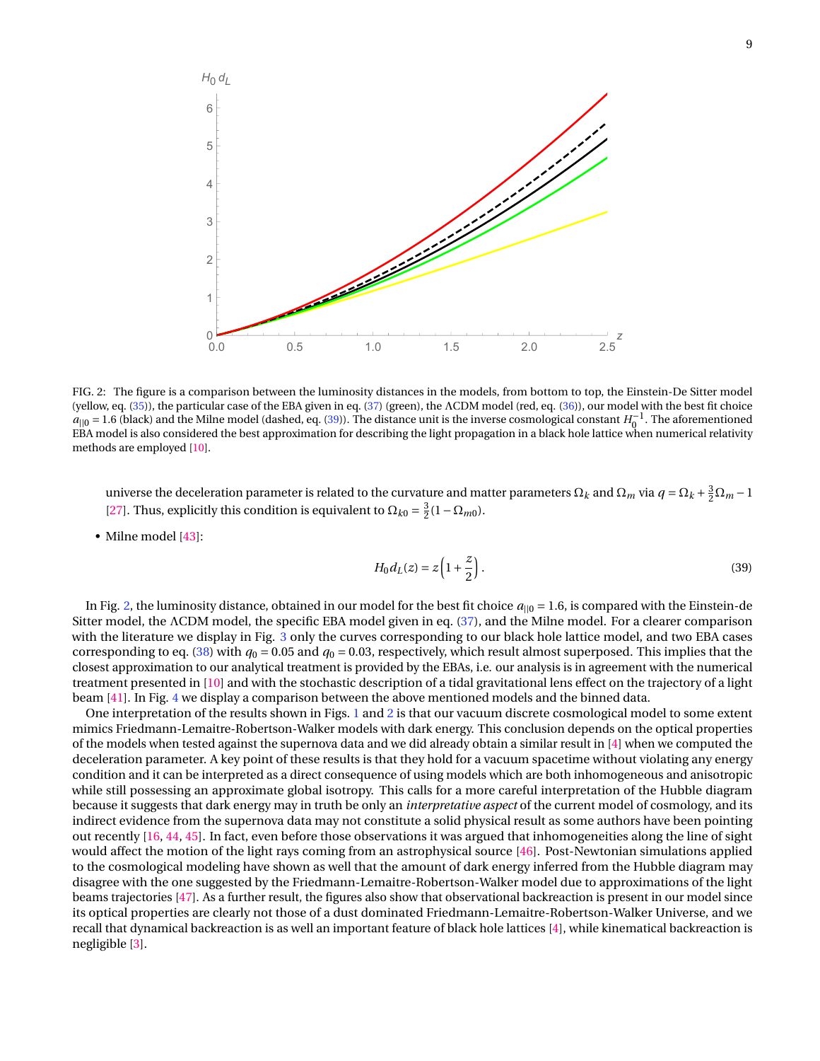FIG. 2: The figure is a comparison between the luminosity distances in the models, from bottom to top, the Einstein-De Sitter model (yellow, eq. (35)), the particular case of the EBA given in eq. (37) (green), the ΛCDM model (red, eq. (36)), our model with the best fit choice $a_{||0} = 1.6$ (black) and the Milne model (dashed, eq. (39)). The distance unit is the inverse cosmological constant $H_0^{-1}$. The aforementioned EBA model is also considered the best approximation for describing the light propagation in a black hole lattice when numerical relativity methods are employed [10].

universe the deceleration parameter is related to the curvature and matter parameters $\Omega_k$ and $\Omega_m$ via $q = \Omega_k + \frac{3}{2}\Omega_m - 1$ [27]. Thus, explicitly this condition is equivalent to $\Omega_{k0} = \frac{3}{2}(1 - \Omega_{m0})$.

- Milne model [43]:

$$H_0 d_L(z) = z\left(1 + \frac{z}{2}\right). \tag{39}$$

In Fig. 2, the luminosity distance, obtained in our model for the best fit choice $a_{||0} = 1.6$, is compared with the Einstein-de Sitter model, the ΛCDM model, the specific EBA model given in eq. (37), and the Milne model. For a clearer comparison with the literature we display in Fig. 3 only the curves corresponding to our black hole lattice model, and two EBA cases corresponding to eq. (38) with $q_0 = 0.05$ and $q_0 = 0.03$, respectively, which result almost superposed. This implies that the closest approximation to our analytical treatment is provided by the EBAs, i.e. our analysis is in agreement with the numerical treatment presented in [10] and with the stochastic description of a tidal gravitational lens effect on the trajectory of a light beam [41]. In Fig. 4 we display a comparison between the above mentioned models and the binned data.

One interpretation of the results shown in Figs. 1 and 2 is that our vacuum discrete cosmological model to some extent mimics Friedmann-Lemaitre-Robertson-Walker models with dark energy. This conclusion depends on the optical properties of the models when tested against the supernova data and we did already obtain a similar result in [4] when we computed the deceleration parameter. A key point of these results is that they hold for a vacuum spacetime without violating any energy condition and it can be interpreted as a direct consequence of using models which are both inhomogeneous and anisotropic while still possessing an approximate global isotropy. This calls for a more careful interpretation of the Hubble diagram because it suggests that dark energy may in truth be only an *interpretative aspect* of the current model of cosmology, and its indirect evidence from the supernova data may not constitute a solid physical result as some authors have been pointing out recently [16, 44, 45]. In fact, even before those observations it was argued that inhomogeneities along the line of sight would affect the motion of the light rays coming from an astrophysical source [46]. Post-Newtonian simulations applied to the cosmological modeling have shown as well that the amount of dark energy inferred from the Hubble diagram may disagree with the one suggested by the Friedmann-Lemaitre-Robertson-Walker model due to approximations of the light beams trajectories [47]. As a further result, the figures also show that observational backreaction is present in our model since its optical properties are clearly not those of a dust dominated Friedmann-Lemaitre-Robertson-Walker Universe, and we recall that dynamical backreaction is as well an important feature of black hole lattices [4], while kinematical backreaction is negligible [3].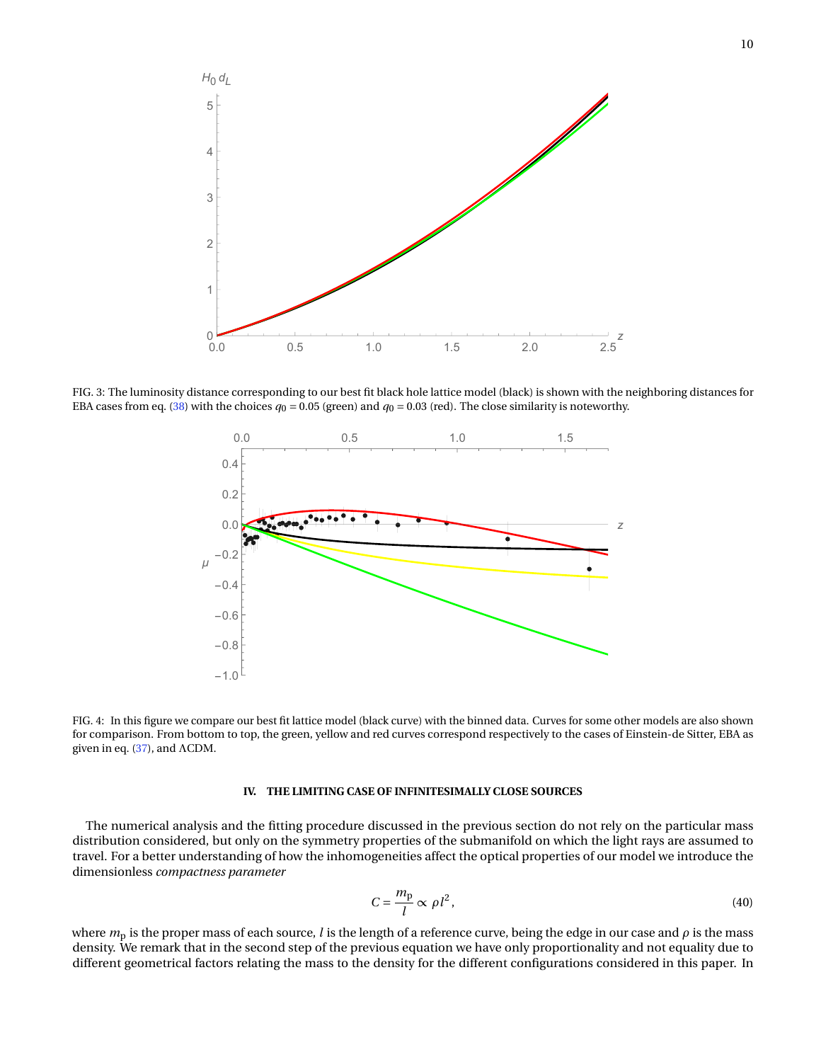FIG. 3: The luminosity distance corresponding to our best fit black hole lattice model (black) is shown with the neighboring distances for EBA cases from eq. (38) with the choices $q_0 = 0.05$ (green) and $q_0 = 0.03$ (red). The close similarity is noteworthy.

FIG. 4: In this figure we compare our best fit lattice model (black curve) with the binned data. Curves for some other models are also shown for comparison. From bottom to top, the green, yellow and red curves correspond respectively to the cases of Einstein-de Sitter, EBA as given in eq. (37), and ΛCDM.

## IV. THE LIMITING CASE OF INFINITESIMALLY CLOSE SOURCES

The numerical analysis and the fitting procedure discussed in the previous section do not rely on the particular mass distribution considered, but only on the symmetry properties of the submanifold on which the light rays are assumed to travel. For a better understanding of how the inhomogeneities affect the optical properties of our model we introduce the dimensionless *compactness parameter*

$$C = \frac{m_{\rm p}}{l} \propto \rho l^2, \tag{40}$$

where $m_{\rm p}$ is the proper mass of each source, $l$ is the length of a reference curve, being the edge in our case and $\rho$ is the mass density. We remark that in the second step of the previous equation we have only proportionality and not equality due to different geometrical factors relating the mass to the density for the different configurations considered in this paper. In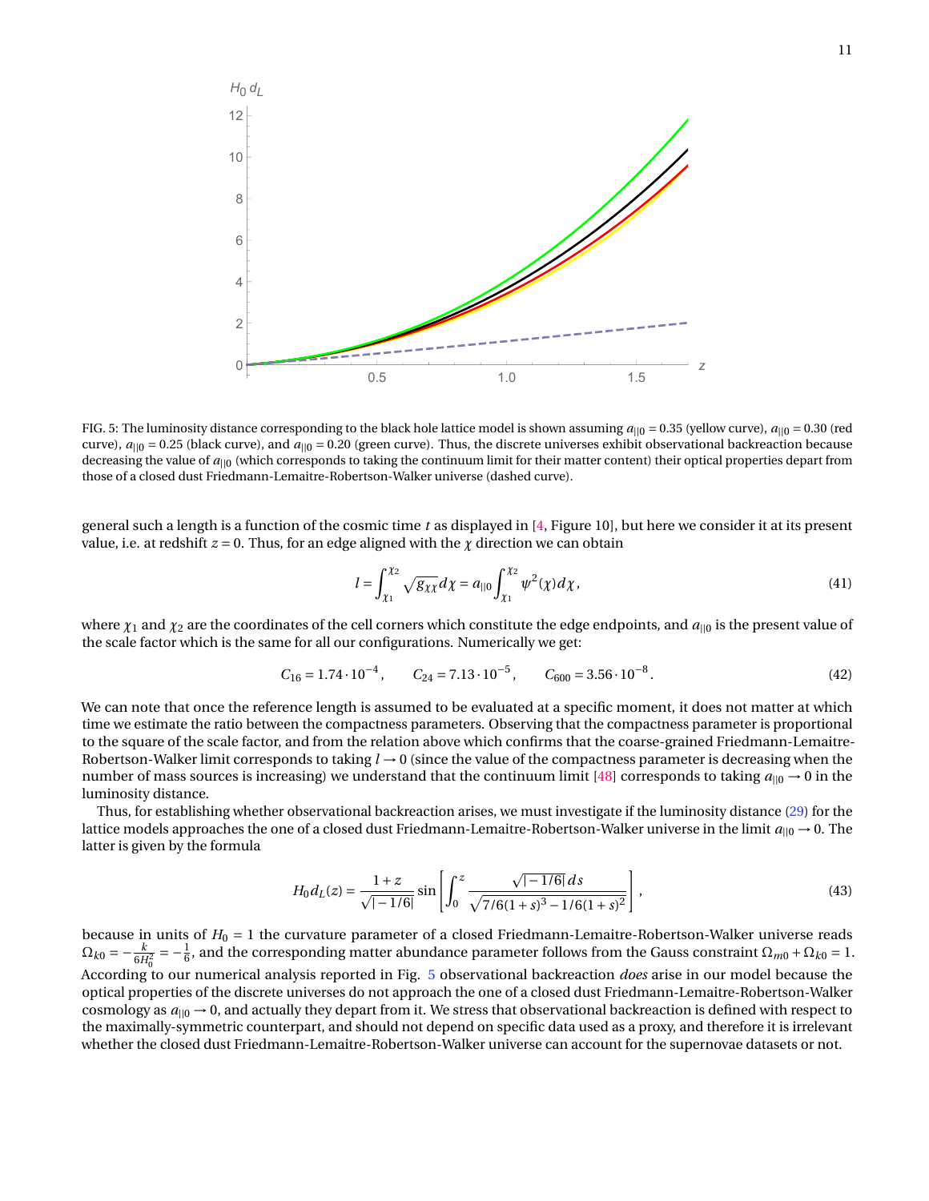FIG. 5: The luminosity distance corresponding to the black hole lattice model is shown assuming $a_{||0} = 0.35$ (yellow curve), $a_{||0} = 0.30$ (red curve), $a_{||0} = 0.25$ (black curve), and $a_{||0} = 0.20$ (green curve). Thus, the discrete universes exhibit observational backreaction because decreasing the value of $a_{||0}$ (which corresponds to taking the continuum limit for their matter content) their optical properties depart from those of a closed dust Friedmann-Lemaitre-Robertson-Walker universe (dashed curve).

general such a length is a function of the cosmic time $t$ as displayed in [4, Figure 10], but here we consider it at its present value, i.e. at redshift $z = 0$. Thus, for an edge aligned with the $\chi$ direction we can obtain

$$
l = \int_{\chi_1}^{\chi_2} \sqrt{g_{\chi\chi}}\, d\chi = a_{||0} \int_{\chi_1}^{\chi_2} \psi^2(\chi)\, d\chi\,, \tag{41}
$$

where $\chi_1$ and $\chi_2$ are the coordinates of the cell corners which constitute the edge endpoints, and $a_{||0}$ is the present value of the scale factor which is the same for all our configurations. Numerically we get:

$$
C_{16} = 1.74 \cdot 10^{-4}\,, \qquad C_{24} = 7.13 \cdot 10^{-5}\,, \qquad C_{600} = 3.56 \cdot 10^{-8}\,. \tag{42}
$$

We can note that once the reference length is assumed to be evaluated at a specific moment, it does not matter at which time we estimate the ratio between the compactness parameters. Observing that the compactness parameter is proportional to the square of the scale factor, and from the relation above which confirms that the coarse-grained Friedmann-Lemaitre-Robertson-Walker limit corresponds to taking $l \to 0$ (since the value of the compactness parameter is decreasing when the number of mass sources is increasing) we understand that the continuum limit [48] corresponds to taking $a_{||0} \to 0$ in the luminosity distance.

Thus, for establishing whether observational backreaction arises, we must investigate if the luminosity distance (29) for the lattice models approaches the one of a closed dust Friedmann-Lemaitre-Robertson-Walker universe in the limit $a_{||0} \to 0$. The latter is given by the formula

$$
H_0 d_L(z) = \frac{1+z}{\sqrt{|-1/6|}} \sin\left[\int_0^z \frac{\sqrt{|-1/6|}\, ds}{\sqrt{7/6(1+s)^3 - 1/6(1+s)^2}}\right]\,, \tag{43}
$$

because in units of $H_0 = 1$ the curvature parameter of a closed Friedmann-Lemaitre-Robertson-Walker universe reads $\Omega_{k0} = -\frac{k}{6H_0^2} = -\frac{1}{6}$, and the corresponding matter abundance parameter follows from the Gauss constraint $\Omega_{m0} + \Omega_{k0} = 1$. According to our numerical analysis reported in Fig. 5 observational backreaction *does* arise in our model because the optical properties of the discrete universes do not approach the one of a closed dust Friedmann-Lemaitre-Robertson-Walker cosmology as $a_{||0} \to 0$, and actually they depart from it. We stress that observational backreaction is defined with respect to the maximally-symmetric counterpart, and should not depend on specific data used as a proxy, and therefore it is irrelevant whether the closed dust Friedmann-Lemaitre-Robertson-Walker universe can account for the supernovae datasets or not.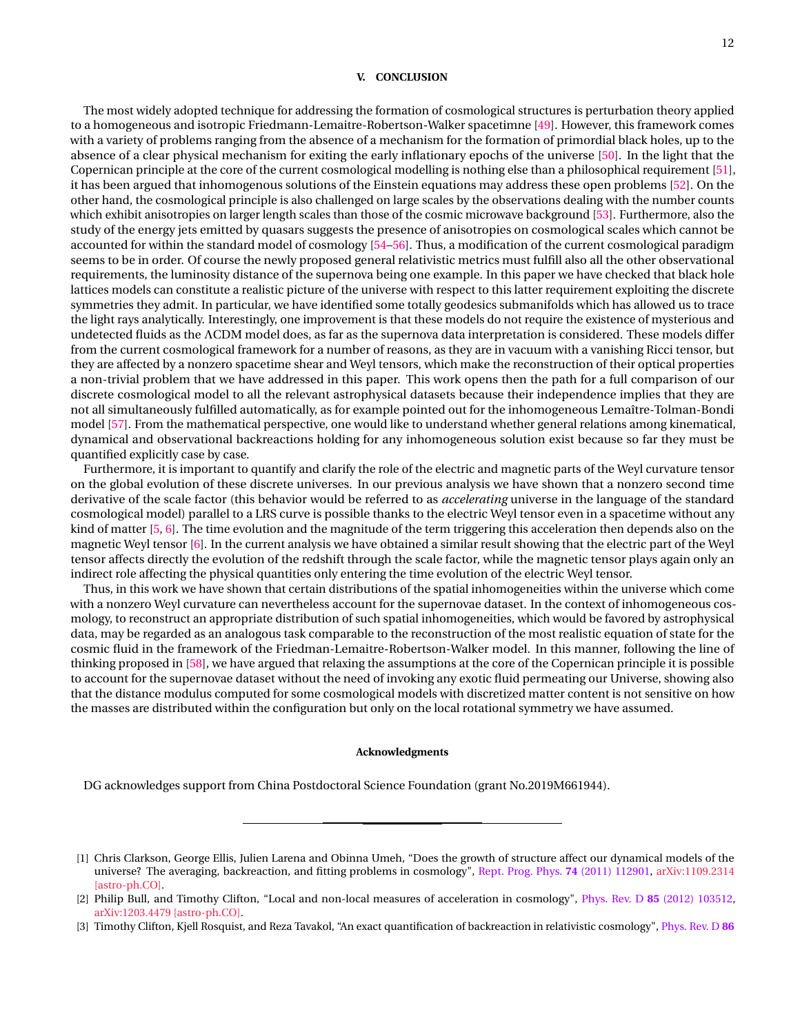## V. CONCLUSION

The most widely adopted technique for addressing the formation of cosmological structures is perturbation theory applied to a homogeneous and isotropic Friedmann-Lemaitre-Robertson-Walker spacetimne [49]. However, this framework comes with a variety of problems ranging from the absence of a mechanism for the formation of primordial black holes, up to the absence of a clear physical mechanism for exiting the early inflationary epochs of the universe [50]. In the light that the Copernican principle at the core of the current cosmological modelling is nothing else than a philosophical requirement [51], it has been argued that inhomogenous solutions of the Einstein equations may address these open problems [52]. On the other hand, the cosmological principle is also challenged on large scales by the observations dealing with the number counts which exhibit anisotropies on larger length scales than those of the cosmic microwave background [53]. Furthermore, also the study of the energy jets emitted by quasars suggests the presence of anisotropies on cosmological scales which cannot be accounted for within the standard model of cosmology [54–56]. Thus, a modification of the current cosmological paradigm seems to be in order. Of course the newly proposed general relativistic metrics must fulfill also all the other observational requirements, the luminosity distance of the supernova being one example. In this paper we have checked that black hole lattices models can constitute a realistic picture of the universe with respect to this latter requirement exploiting the discrete symmetries they admit. In particular, we have identified some totally geodesics submanifolds which has allowed us to trace the light rays analytically. Interestingly, one improvement is that these models do not require the existence of mysterious and undetected fluids as the ΛCDM model does, as far as the supernova data interpretation is considered. These models differ from the current cosmological framework for a number of reasons, as they are in vacuum with a vanishing Ricci tensor, but they are affected by a nonzero spacetime shear and Weyl tensors, which make the reconstruction of their optical properties a non-trivial problem that we have addressed in this paper. This work opens then the path for a full comparison of our discrete cosmological model to all the relevant astrophysical datasets because their independence implies that they are not all simultaneously fulfilled automatically, as for example pointed out for the inhomogeneous Lemaître-Tolman-Bondi model [57]. From the mathematical perspective, one would like to understand whether general relations among kinematical, dynamical and observational backreactions holding for any inhomogeneous solution exist because so far they must be quantified explicitly case by case.

Furthermore, it is important to quantify and clarify the role of the electric and magnetic parts of the Weyl curvature tensor on the global evolution of these discrete universes. In our previous analysis we have shown that a nonzero second time derivative of the scale factor (this behavior would be referred to as *accelerating* universe in the language of the standard cosmological model) parallel to a LRS curve is possible thanks to the electric Weyl tensor even in a spacetime without any kind of matter [5, 6]. The time evolution and the magnitude of the term triggering this acceleration then depends also on the magnetic Weyl tensor [6]. In the current analysis we have obtained a similar result showing that the electric part of the Weyl tensor affects directly the evolution of the redshift through the scale factor, while the magnetic tensor plays again only an indirect role affecting the physical quantities only entering the time evolution of the electric Weyl tensor.

Thus, in this work we have shown that certain distributions of the spatial inhomogeneities within the universe which come with a nonzero Weyl curvature can nevertheless account for the supernovae dataset. In the context of inhomogeneous cosmology, to reconstruct an appropriate distribution of such spatial inhomogeneities, which would be favored by astrophysical data, may be regarded as an analogous task comparable to the reconstruction of the most realistic equation of state for the cosmic fluid in the framework of the Friedman-Lemaitre-Robertson-Walker model. In this manner, following the line of thinking proposed in [58], we have argued that relaxing the assumptions at the core of the Copernican principle it is possible to account for the supernovae dataset without the need of invoking any exotic fluid permeating our Universe, showing also that the distance modulus computed for some cosmological models with discretized matter content is not sensitive on how the masses are distributed within the configuration but only on the local rotational symmetry we have assumed.

### Acknowledgments

DG acknowledges support from China Postdoctoral Science Foundation (grant No.2019M661944).

---

[1] Chris Clarkson, George Ellis, Julien Larena and Obinna Umeh, "Does the growth of structure affect our dynamical models of the universe? The averaging, backreaction, and fitting problems in cosmology", Rept. Prog. Phys. **74** (2011) 112901, arXiv:1109.2314 [astro-ph.CO].

[2] Philip Bull, and Timothy Clifton, "Local and non-local measures of acceleration in cosmology", Phys. Rev. D **85** (2012) 103512, arXiv:1203.4479 [astro-ph.CO].

[3] Timothy Clifton, Kjell Rosquist, and Reza Tavakol, "An exact quantification of backreaction in relativistic cosmology", Phys. Rev. D **86**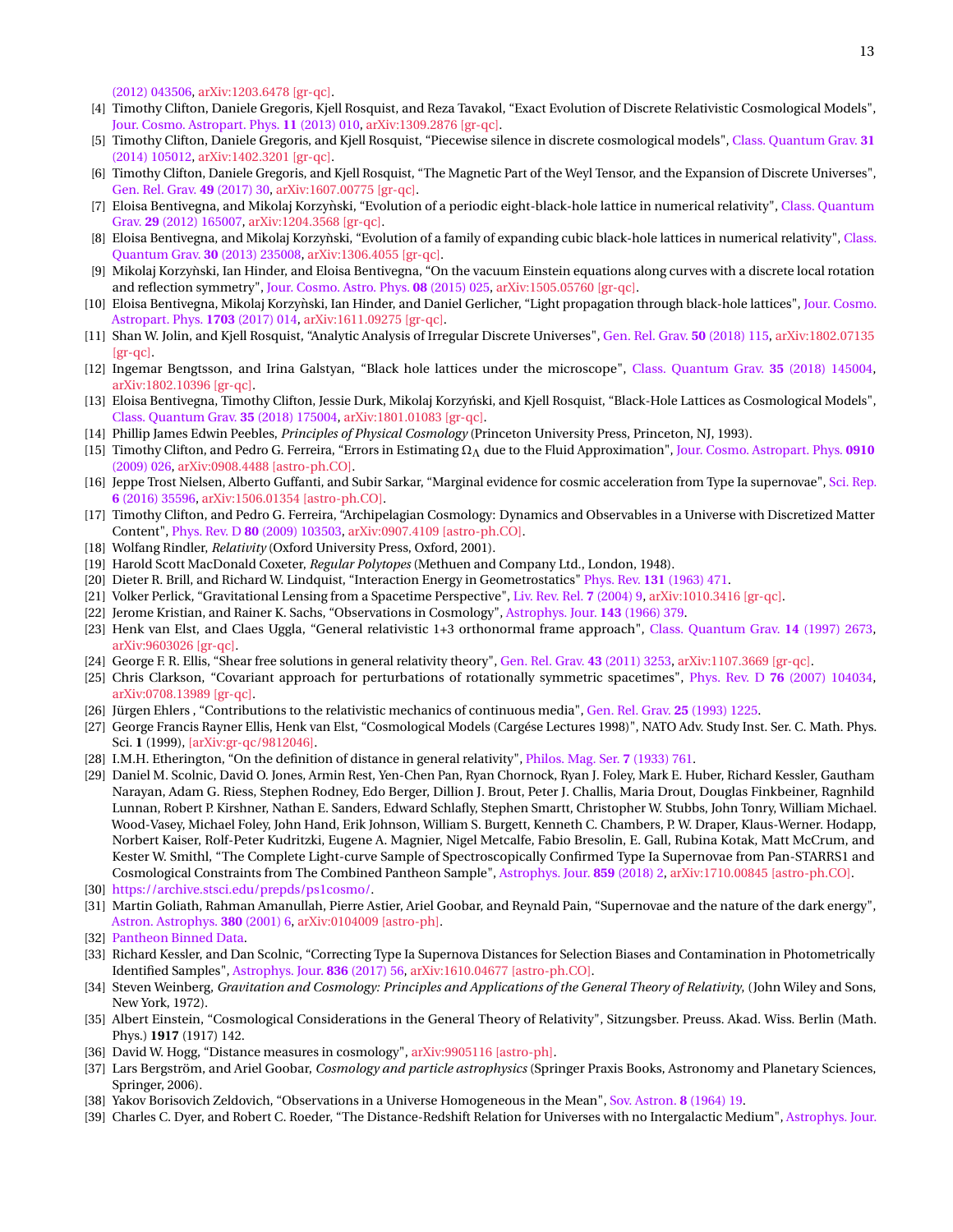(2012) 043506, arXiv:1203.6478 [gr-qc].

[4] Timothy Clifton, Daniele Gregoris, Kjell Rosquist, and Reza Tavakol, "Exact Evolution of Discrete Relativistic Cosmological Models", Jour. Cosmo. Astropart. Phys. **11** (2013) 010, arXiv:1309.2876 [gr-qc].

[5] Timothy Clifton, Daniele Gregoris, and Kjell Rosquist, "Piecewise silence in discrete cosmological models", Class. Quantum Grav. **31** (2014) 105012, arXiv:1402.3201 [gr-qc].

[6] Timothy Clifton, Daniele Gregoris, and Kjell Rosquist, "The Magnetic Part of the Weyl Tensor, and the Expansion of Discrete Universes", Gen. Rel. Grav. **49** (2017) 30, arXiv:1607.00775 [gr-qc].

[7] Eloisa Bentivegna, and Mikolaj Korzyǹski, "Evolution of a periodic eight-black-hole lattice in numerical relativity", Class. Quantum Grav. **29** (2012) 165007, arXiv:1204.3568 [gr-qc].

[8] Eloisa Bentivegna, and Mikolaj Korzyǹski, "Evolution of a family of expanding cubic black-hole lattices in numerical relativity", Class. Quantum Grav. **30** (2013) 235008, arXiv:1306.4055 [gr-qc].

[9] Mikolaj Korzyǹski, Ian Hinder, and Eloisa Bentivegna, "On the vacuum Einstein equations along curves with a discrete local rotation and reflection symmetry", Jour. Cosmo. Astro. Phys. **08** (2015) 025, arXiv:1505.05760 [gr-qc].

[10] Eloisa Bentivegna, Mikolaj Korzyǹski, Ian Hinder, and Daniel Gerlicher, "Light propagation through black-hole lattices", Jour. Cosmo. Astropart. Phys. **1703** (2017) 014, arXiv:1611.09275 [gr-qc].

[11] Shan W. Jolin, and Kjell Rosquist, "Analytic Analysis of Irregular Discrete Universes", Gen. Rel. Grav. **50** (2018) 115, arXiv:1802.07135 [gr-qc].

[12] Ingemar Bengtsson, and Irina Galstyan, "Black hole lattices under the microscope", Class. Quantum Grav. **35** (2018) 145004, arXiv:1802.10396 [gr-qc].

[13] Eloisa Bentivegna, Timothy Clifton, Jessie Durk, Mikolaj Korzyński, and Kjell Rosquist, "Black-Hole Lattices as Cosmological Models", Class. Quantum Grav. **35** (2018) 175004, arXiv:1801.01083 [gr-qc].

[14] Phillip James Edwin Peebles, *Principles of Physical Cosmology* (Princeton University Press, Princeton, NJ, 1993).

[15] Timothy Clifton, and Pedro G. Ferreira, "Errors in Estimating $\Omega_\Lambda$ due to the Fluid Approximation", Jour. Cosmo. Astropart. Phys. **0910** (2009) 026, arXiv:0908.4488 [astro-ph.CO].

[16] Jeppe Trost Nielsen, Alberto Guffanti, and Subir Sarkar, "Marginal evidence for cosmic acceleration from Type Ia supernovae", Sci. Rep. **6** (2016) 35596, arXiv:1506.01354 [astro-ph.CO].

[17] Timothy Clifton, and Pedro G. Ferreira, "Archipelagian Cosmology: Dynamics and Observables in a Universe with Discretized Matter Content", Phys. Rev. D **80** (2009) 103503, arXiv:0907.4109 [astro-ph.CO].

[18] Wolfang Rindler, *Relativity* (Oxford University Press, Oxford, 2001).

[19] Harold Scott MacDonald Coxeter, *Regular Polytopes* (Methuen and Company Ltd., London, 1948).

[20] Dieter R. Brill, and Richard W. Lindquist, "Interaction Energy in Geometrostatics" Phys. Rev. **131** (1963) 471.

[21] Volker Perlick, "Gravitational Lensing from a Spacetime Perspective", Liv. Rev. Rel. **7** (2004) 9, arXiv:1010.3416 [gr-qc].

[22] Jerome Kristian, and Rainer K. Sachs, "Observations in Cosmology", Astrophys. Jour. **143** (1966) 379.

[23] Henk van Elst, and Claes Uggla, "General relativistic 1+3 orthonormal frame approach", Class. Quantum Grav. **14** (1997) 2673, arXiv:9603026 [gr-qc].

[24] George F. R. Ellis, "Shear free solutions in general relativity theory", Gen. Rel. Grav. **43** (2011) 3253, arXiv:1107.3669 [gr-qc].

[25] Chris Clarkson, "Covariant approach for perturbations of rotationally symmetric spacetimes", Phys. Rev. D **76** (2007) 104034, arXiv:0708.13989 [gr-qc].

[26] Jürgen Ehlers , "Contributions to the relativistic mechanics of continuous media", Gen. Rel. Grav. **25** (1993) 1225.

[27] George Francis Rayner Ellis, Henk van Elst, "Cosmological Models (Cargése Lectures 1998)", NATO Adv. Study Inst. Ser. C. Math. Phys. Sci. **1** (1999), [arXiv:gr-qc/9812046].

[28] I.M.H. Etherington, "On the definition of distance in general relativity", Philos. Mag. Ser. **7** (1933) 761.

[29] Daniel M. Scolnic, David O. Jones, Armin Rest, Yen-Chen Pan, Ryan Chornock, Ryan J. Foley, Mark E. Huber, Richard Kessler, Gautham Narayan, Adam G. Riess, Stephen Rodney, Edo Berger, Dillion J. Brout, Peter J. Challis, Maria Drout, Douglas Finkbeiner, Ragnhild Lunnan, Robert P. Kirshner, Nathan E. Sanders, Edward Schlafly, Stephen Smartt, Christopher W. Stubbs, John Tonry, William Michael. Wood-Vasey, Michael Foley, John Hand, Erik Johnson, William S. Burgett, Kenneth C. Chambers, P. W. Draper, Klaus-Werner. Hodapp, Norbert Kaiser, Rolf-Peter Kudritzki, Eugene A. Magnier, Nigel Metcalfe, Fabio Bresolin, E. Gall, Rubina Kotak, Matt McCrum, and Kester W. Smithl, "The Complete Light-curve Sample of Spectroscopically Confirmed Type Ia Supernovae from Pan-STARRS1 and Cosmological Constraints from The Combined Pantheon Sample", Astrophys. Jour. **859** (2018) 2, arXiv:1710.00845 [astro-ph.CO].

[30] https://archive.stsci.edu/prepds/ps1cosmo/.

[31] Martin Goliath, Rahman Amanullah, Pierre Astier, Ariel Goobar, and Reynald Pain, "Supernovae and the nature of the dark energy", Astron. Astrophys. **380** (2001) 6, arXiv:0104009 [astro-ph].

[32] Pantheon Binned Data.

[33] Richard Kessler, and Dan Scolnic, "Correcting Type Ia Supernova Distances for Selection Biases and Contamination in Photometrically Identified Samples", Astrophys. Jour. **836** (2017) 56, arXiv:1610.04677 [astro-ph.CO].

[34] Steven Weinberg, *Gravitation and Cosmology: Principles and Applications of the General Theory of Relativity,* (John Wiley and Sons, New York, 1972).

[35] Albert Einstein, "Cosmological Considerations in the General Theory of Relativity", Sitzungsber. Preuss. Akad. Wiss. Berlin (Math. Phys.) **1917** (1917) 142.

[36] David W. Hogg, "Distance measures in cosmology", arXiv:9905116 [astro-ph].

[37] Lars Bergström, and Ariel Goobar, *Cosmology and particle astrophysics* (Springer Praxis Books, Astronomy and Planetary Sciences, Springer, 2006).

[38] Yakov Borisovich Zeldovich, "Observations in a Universe Homogeneous in the Mean", Sov. Astron. **8** (1964) 19.

[39] Charles C. Dyer, and Robert C. Roeder, "The Distance-Redshift Relation for Universes with no Intergalactic Medium", Astrophys. Jour.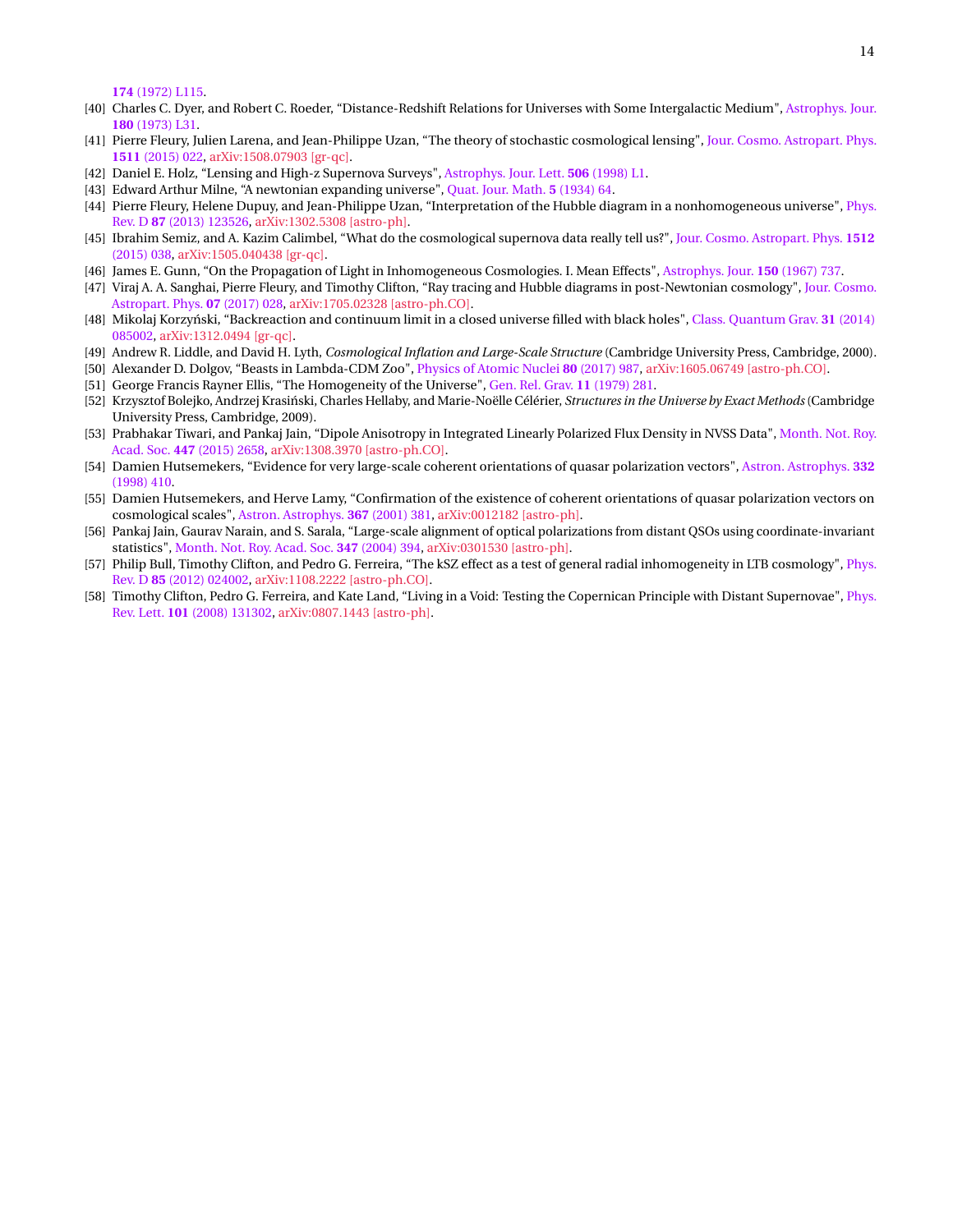**174** (1972) L115.

[40] Charles C. Dyer, and Robert C. Roeder, “Distance-Redshift Relations for Universes with Some Intergalactic Medium", Astrophys. Jour. **180** (1973) L31.

[41] Pierre Fleury, Julien Larena, and Jean-Philippe Uzan, “The theory of stochastic cosmological lensing", Jour. Cosmo. Astropart. Phys. **1511** (2015) 022, arXiv:1508.07903 [gr-qc].

[42] Daniel E. Holz, “Lensing and High-z Supernova Surveys", Astrophys. Jour. Lett. **506** (1998) L1.

[43] Edward Arthur Milne, “A newtonian expanding universe", Quat. Jour. Math. **5** (1934) 64.

[44] Pierre Fleury, Helene Dupuy, and Jean-Philippe Uzan, “Interpretation of the Hubble diagram in a nonhomogeneous universe", Phys. Rev. D **87** (2013) 123526, arXiv:1302.5308 [astro-ph].

[45] Ibrahim Semiz, and A. Kazim Calimbel, “What do the cosmological supernova data really tell us?", Jour. Cosmo. Astropart. Phys. **1512** (2015) 038, arXiv:1505.040438 [gr-qc].

[46] James E. Gunn, “On the Propagation of Light in Inhomogeneous Cosmologies. I. Mean Effects", Astrophys. Jour. **150** (1967) 737.

[47] Viraj A. A. Sanghai, Pierre Fleury, and Timothy Clifton, “Ray tracing and Hubble diagrams in post-Newtonian cosmology", Jour. Cosmo. Astropart. Phys. **07** (2017) 028, arXiv:1705.02328 [astro-ph.CO].

[48] Mikolaj Korzyński, “Backreaction and continuum limit in a closed universe filled with black holes", Class. Quantum Grav. **31** (2014) 085002, arXiv:1312.0494 [gr-qc].

[49] Andrew R. Liddle, and David H. Lyth, *Cosmological Inflation and Large-Scale Structure* (Cambridge University Press, Cambridge, 2000).

[50] Alexander D. Dolgov, “Beasts in Lambda-CDM Zoo", Physics of Atomic Nuclei **80** (2017) 987, arXiv:1605.06749 [astro-ph.CO].

[51] George Francis Rayner Ellis, “The Homogeneity of the Universe", Gen. Rel. Grav. **11** (1979) 281.

[52] Krzysztof Bolejko, Andrzej Krasiński, Charles Hellaby, and Marie-Noëlle Célérier, *Structures in the Universe by Exact Methods* (Cambridge University Press, Cambridge, 2009).

[53] Prabhakar Tiwari, and Pankaj Jain, “Dipole Anisotropy in Integrated Linearly Polarized Flux Density in NVSS Data", Month. Not. Roy. Acad. Soc. **447** (2015) 2658, arXiv:1308.3970 [astro-ph.CO].

[54] Damien Hutsemekers, “Evidence for very large-scale coherent orientations of quasar polarization vectors", Astron. Astrophys. **332** (1998) 410.

[55] Damien Hutsemekers, and Herve Lamy, “Confirmation of the existence of coherent orientations of quasar polarization vectors on cosmological scales", Astron. Astrophys. **367** (2001) 381, arXiv:0012182 [astro-ph].

[56] Pankaj Jain, Gaurav Narain, and S. Sarala, “Large-scale alignment of optical polarizations from distant QSOs using coordinate-invariant statistics", Month. Not. Roy. Acad. Soc. **347** (2004) 394, arXiv:0301530 [astro-ph].

[57] Philip Bull, Timothy Clifton, and Pedro G. Ferreira, “The kSZ effect as a test of general radial inhomogeneity in LTB cosmology", Phys. Rev. D **85** (2012) 024002, arXiv:1108.2222 [astro-ph.CO].

[58] Timothy Clifton, Pedro G. Ferreira, and Kate Land, “Living in a Void: Testing the Copernican Principle with Distant Supernovae", Phys. Rev. Lett. **101** (2008) 131302, arXiv:0807.1443 [astro-ph].